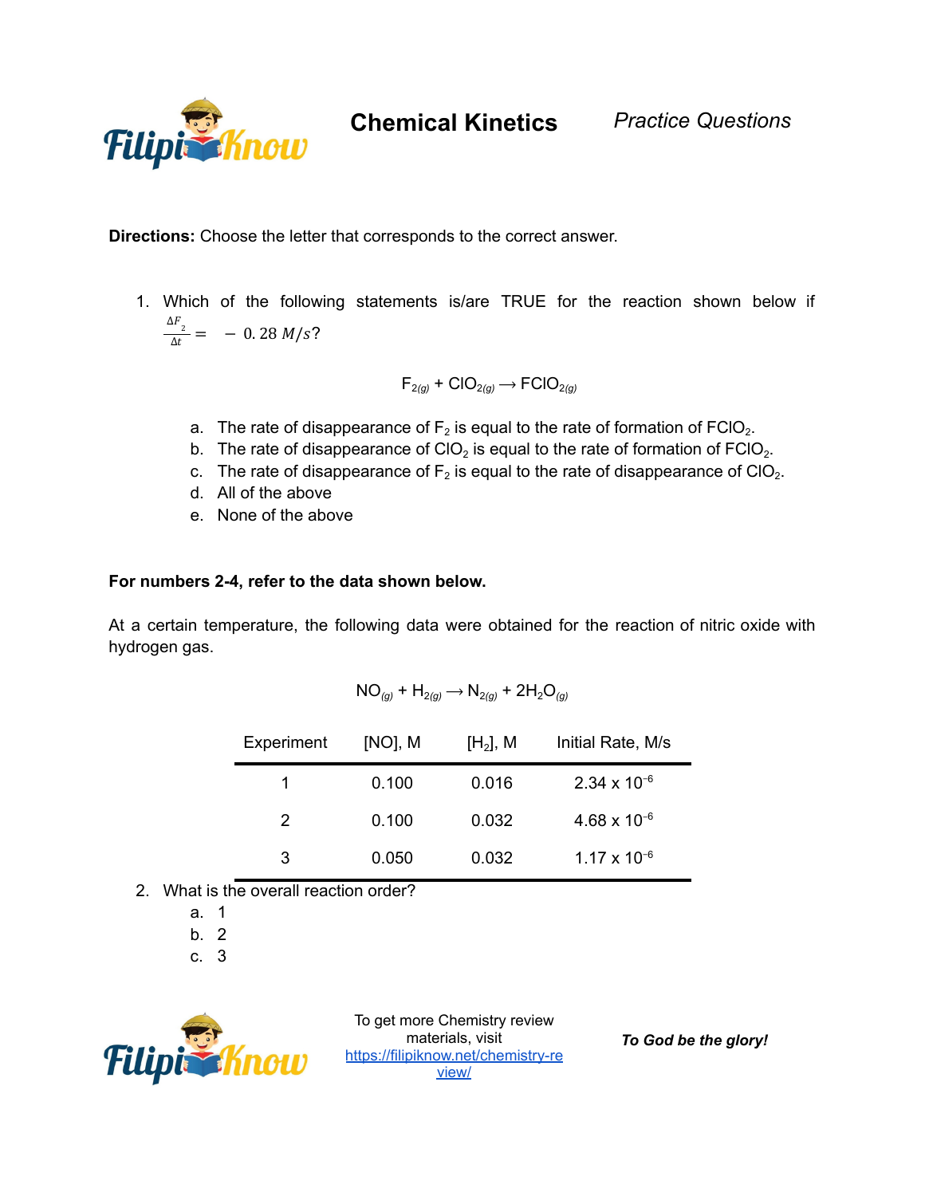# Chemical Kinetics

*Practice Questions*

**Directions:** Choose the letter that corresponds to the correct answer.

1. Which of the following statements is/are TRUE for the reaction shown below if $\frac{\Delta F_2}{\Delta t} = -0.28\ M/s$?

$$F_{2(g)} + ClO_{2(g)} \longrightarrow FClO_{2(g)}$$

   a. The rate of disappearance of $F_2$ is equal to the rate of formation of $FClO_2$.
   b. The rate of disappearance of $ClO_2$ is equal to the rate of formation of $FClO_2$.
   c. The rate of disappearance of $F_2$ is equal to the rate of disappearance of $ClO_2$.
   d. All of the above
   e. None of the above

**For numbers 2-4, refer to the data shown below.**

At a certain temperature, the following data were obtained for the reaction of nitric oxide with hydrogen gas.

$$NO_{(g)} + H_{2(g)} \longrightarrow N_{2(g)} + 2H_2O_{(g)}$$

| Experiment | [NO], M | [$H_2$], M | Initial Rate, M/s |
|---|---|---|---|
| 1 | 0.100 | 0.016 | $2.34 \times 10^{-6}$ |
| 2 | 0.100 | 0.032 | $4.68 \times 10^{-6}$ |
| 3 | 0.050 | 0.032 | $1.17 \times 10^{-6}$ |

2. What is the overall reaction order?
   a. 1
   b. 2
   c. 3

To get more Chemistry review materials, visit https://filipiknow.net/chemistry-review/

*To God be the glory!*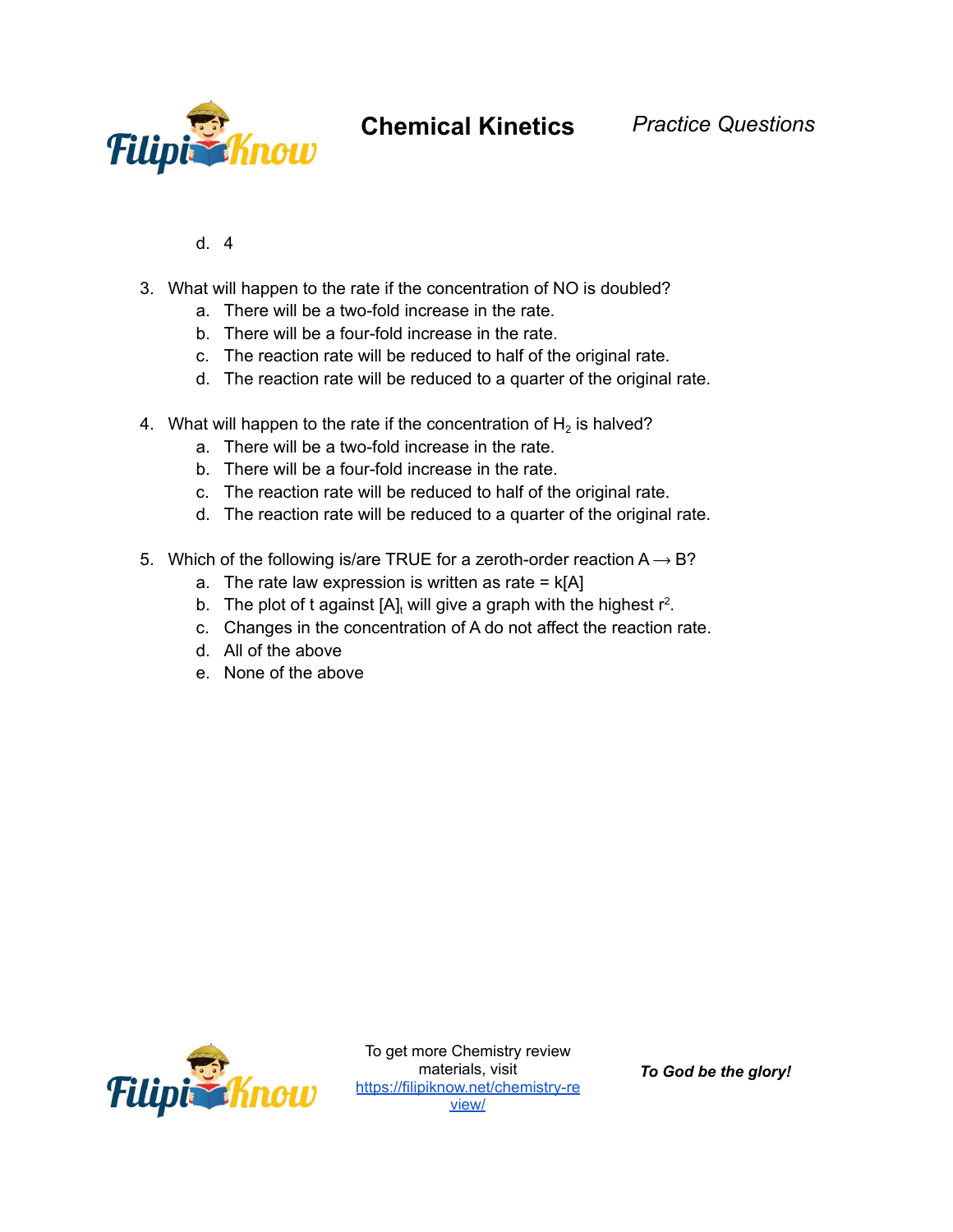d. 4

3. What will happen to the rate if the concentration of NO is doubled?
   a. There will be a two-fold increase in the rate.
   b. There will be a four-fold increase in the rate.
   c. The reaction rate will be reduced to half of the original rate.
   d. The reaction rate will be reduced to a quarter of the original rate.

4. What will happen to the rate if the concentration of $H_2$ is halved?
   a. There will be a two-fold increase in the rate.
   b. There will be a four-fold increase in the rate.
   c. The reaction rate will be reduced to half of the original rate.
   d. The reaction rate will be reduced to a quarter of the original rate.

5. Which of the following is/are TRUE for a zeroth-order reaction $A \longrightarrow B$?
   a. The rate law expression is written as rate = k[A]
   b. The plot of t against $[A]_t$ will give a graph with the highest $r^2$.
   c. Changes in the concentration of A do not affect the reaction rate.
   d. All of the above
   e. None of the above